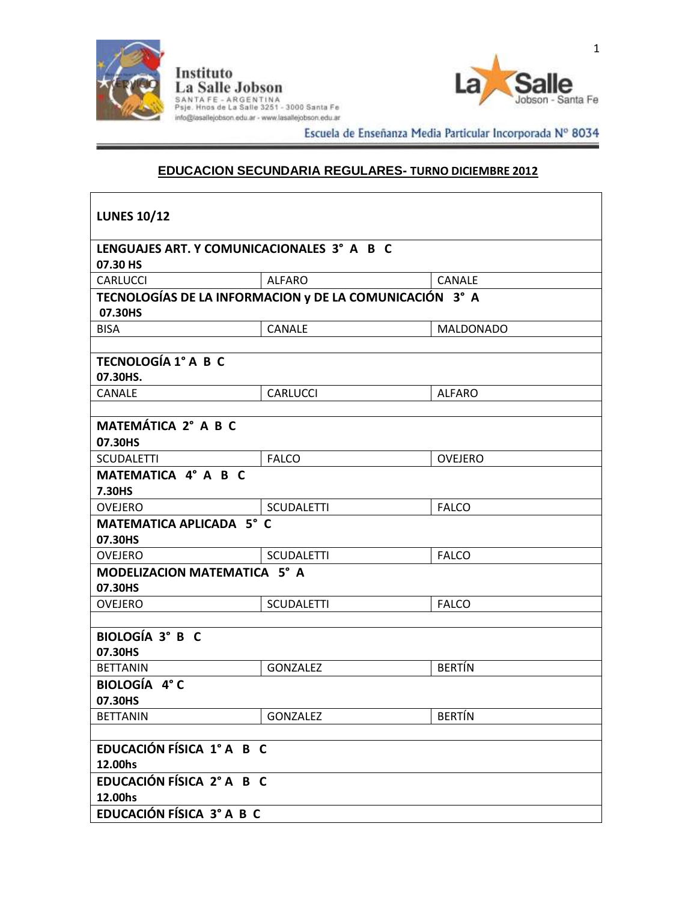Instituto
La Salle Jobson
SANTA FE - ARGENTINA
Psje. Hnos de La Salle 3251 - 3000 Santa Fe
info@lasallejobson.edu.ar - www.lasallejobson.edu.ar

La Salle
Jobson - Santa Fe

Escuela de Enseñanza Media Particular Incorporada N° 8034

## EDUCACION SECUNDARIA REGULARES- TURNO DICIEMBRE 2012

| **LUNES 10/12** | | |
|---|---|---|
| **LENGUAJES ART. Y COMUNICACIONALES 3° A B C**<br>**07.30 HS** | | |
| CARLUCCI | ALFARO | CANALE |
| **TECNOLOGÍAS DE LA INFORMACION y DE LA COMUNICACIÓN 3° A**<br>**07.30HS** | | |
| BISA | CANALE | MALDONADO |
| | | |
| **TECNOLOGÍA 1° A B C**<br>**07.30HS.** | | |
| CANALE | CARLUCCI | ALFARO |
| | | |
| **MATEMÁTICA 2° A B C**<br>**07.30HS** | | |
| SCUDALETTI | FALCO | OVEJERO |
| **MATEMATICA 4° A B C**<br>**7.30HS** | | |
| OVEJERO | SCUDALETTI | FALCO |
| **MATEMATICA APLICADA 5° C**<br>**07.30HS** | | |
| OVEJERO | SCUDALETTI | FALCO |
| **MODELIZACION MATEMATICA 5° A**<br>**07.30HS** | | |
| OVEJERO | SCUDALETTI | FALCO |
| | | |
| **BIOLOGÍA 3° B C**<br>**07.30HS** | | |
| BETTANIN | GONZALEZ | BERTÍN |
| **BIOLOGÍA 4° C**<br>**07.30HS** | | |
| BETTANIN | GONZALEZ | BERTÍN |
| | | |
| **EDUCACIÓN FÍSICA 1° A B C**<br>**12.00hs** | | |
| **EDUCACIÓN FÍSICA 2° A B C**<br>**12.00hs** | | |
| **EDUCACIÓN FÍSICA 3° A B C** | | |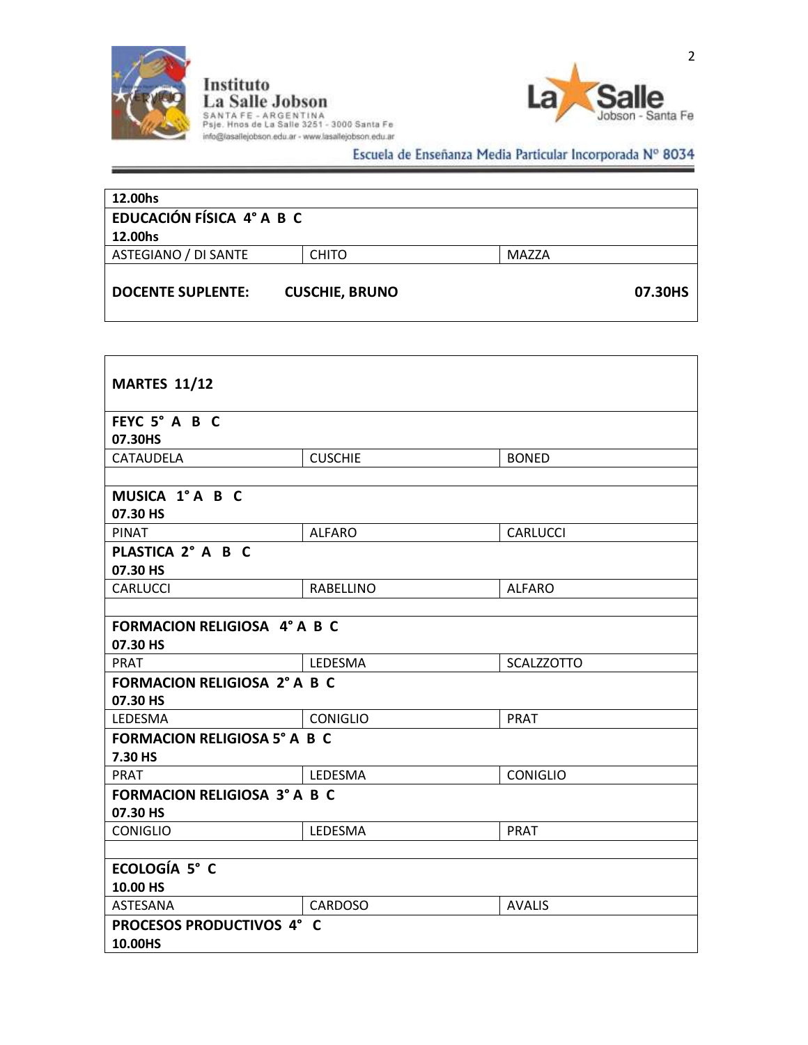| 12.00hs | | |
|---|---|---|
| **EDUCACIÓN FÍSICA 4° A B C**<br>**12.00hs** | | |
| ASTEGIANO / DI SANTE | CHITO | MAZZA |
| **DOCENTE SUPLENTE:** | **CUSCHIE, BRUNO** | **07.30HS** |

| **MARTES 11/12** | | |
|---|---|---|
| **FEYC 5° A B C**<br>**07.30HS** | | |
| CATAUDELA | CUSCHIE | BONED |
| | | |
| **MUSICA 1° A B C**<br>**07.30 HS** | | |
| PINAT | ALFARO | CARLUCCI |
| **PLASTICA 2° A B C**<br>**07.30 HS** | | |
| CARLUCCI | RABELLINO | ALFARO |
| | | |
| **FORMACION RELIGIOSA 4° A B C**<br>**07.30 HS** | | |
| PRAT | LEDESMA | SCALZZOTTO |
| **FORMACION RELIGIOSA 2° A B C**<br>**07.30 HS** | | |
| LEDESMA | CONIGLIO | PRAT |
| **FORMACION RELIGIOSA 5° A B C**<br>**7.30 HS** | | |
| PRAT | LEDESMA | CONIGLIO |
| **FORMACION RELIGIOSA 3° A B C**<br>**07.30 HS** | | |
| CONIGLIO | LEDESMA | PRAT |
| | | |
| **ECOLOGÍA 5° C**<br>**10.00 HS** | | |
| ASTESANA | CARDOSO | AVALIS |
| **PROCESOS PRODUCTIVOS 4° C**<br>**10.00HS** | | |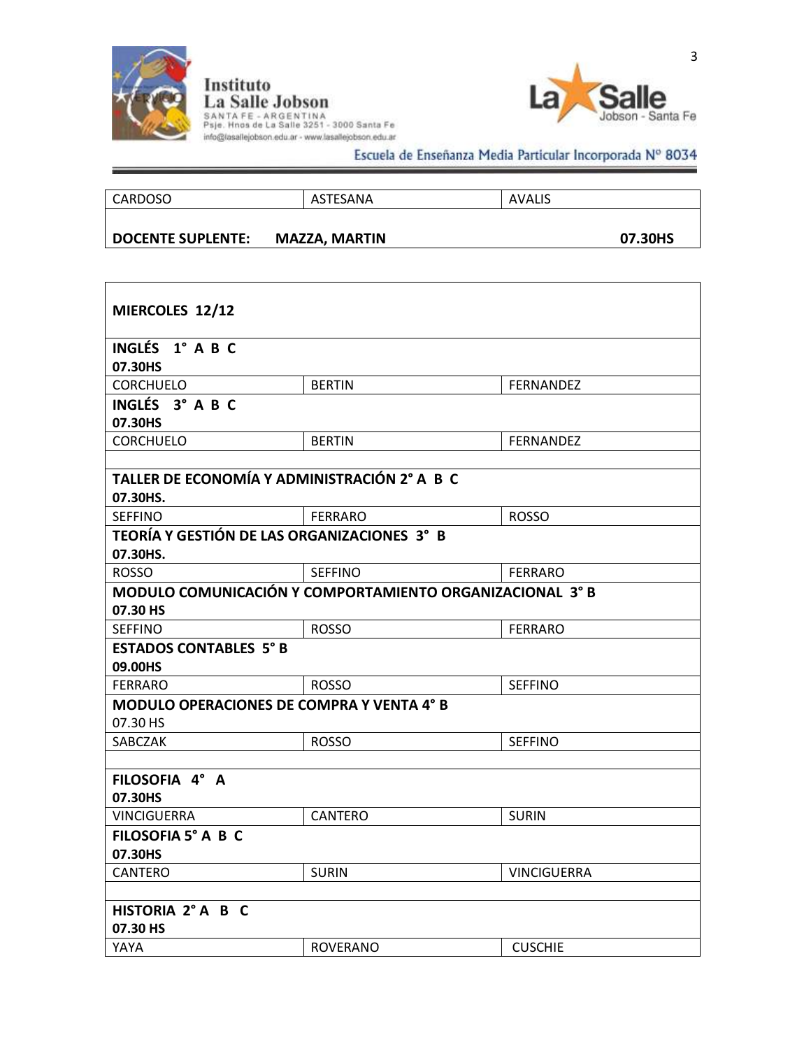| CARDOSO | ASTESANA | AVALIS |
|---|---|---|
| **DOCENTE SUPLENTE:** | **MAZZA, MARTIN** | **07.30HS** |

| **MIERCOLES 12/12** | | |
|---|---|---|
| **INGLÉS 1° A B C**<br>**07.30HS** | | |
| CORCHUELO | BERTIN | FERNANDEZ |
| **INGLÉS 3° A B C**<br>**07.30HS** | | |
| CORCHUELO | BERTIN | FERNANDEZ |
| | | |
| **TALLER DE ECONOMÍA Y ADMINISTRACIÓN 2° A B C**<br>**07.30HS.** | | |
| SEFFINO | FERRARO | ROSSO |
| **TEORÍA Y GESTIÓN DE LAS ORGANIZACIONES 3° B**<br>**07.30HS.** | | |
| ROSSO | SEFFINO | FERRARO |
| **MODULO COMUNICACIÓN Y COMPORTAMIENTO ORGANIZACIONAL 3° B**<br>**07.30 HS** | | |
| SEFFINO | ROSSO | FERRARO |
| **ESTADOS CONTABLES 5° B**<br>**09.00HS** | | |
| FERRARO | ROSSO | SEFFINO |
| **MODULO OPERACIONES DE COMPRA Y VENTA 4° B**<br>07.30 HS | | |
| SABCZAK | ROSSO | SEFFINO |
| | | |
| **FILOSOFIA 4° A**<br>**07.30HS** | | |
| VINCIGUERRA | CANTERO | SURIN |
| **FILOSOFIA 5° A B C**<br>**07.30HS** | | |
| CANTERO | SURIN | VINCIGUERRA |
| | | |
| **HISTORIA 2° A B C**<br>**07.30 HS** | | |
| YAYA | ROVERANO | CUSCHIE |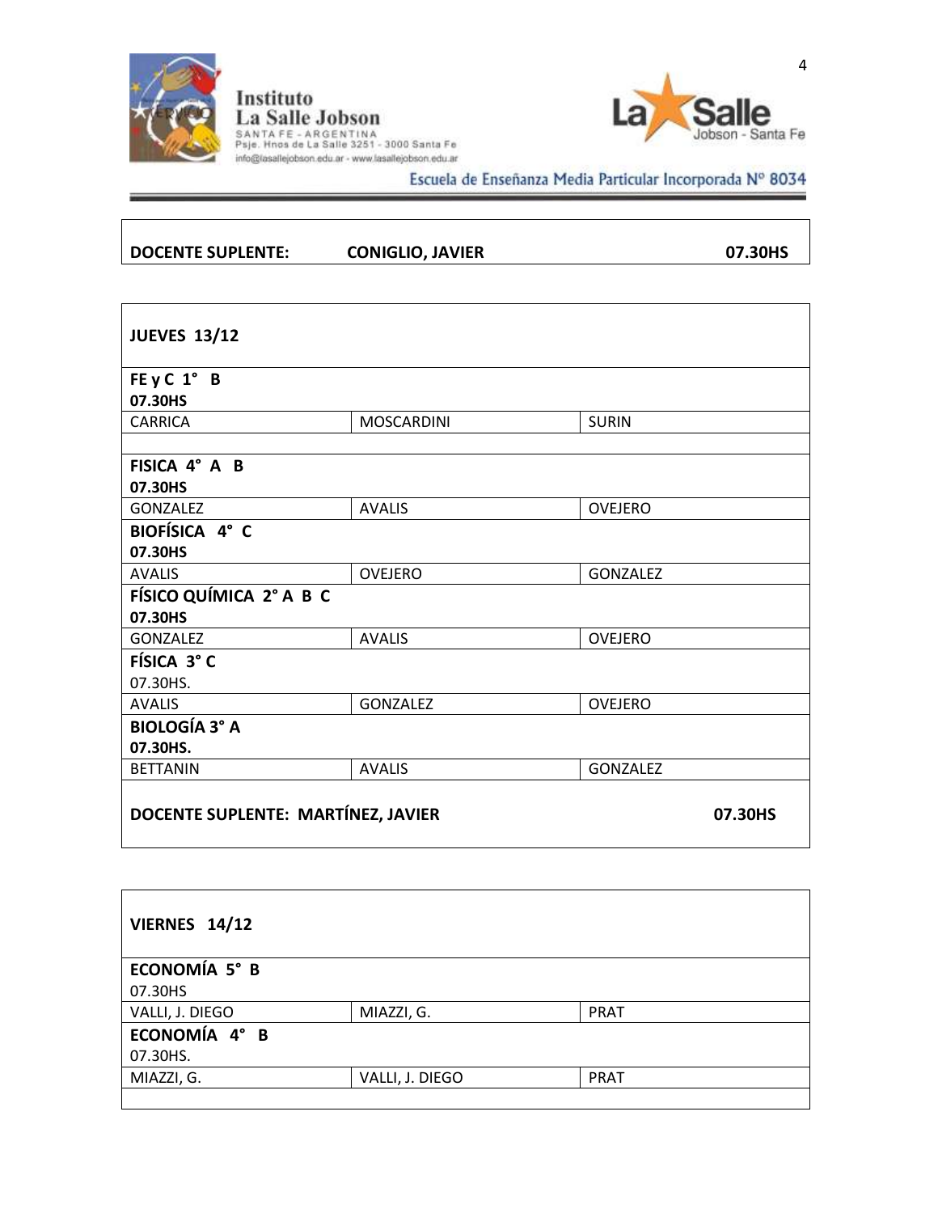| DOCENTE SUPLENTE: | CONIGLIO, JAVIER | 07.30HS |
| --- | --- | --- |

| JUEVES 13/12 | | |
| --- | --- | --- |
| **FE y C 1° B**<br>**07.30HS** | | |
| CARRICA | MOSCARDINI | SURIN |
| | | |
| **FISICA 4° A B**<br>**07.30HS** | | |
| GONZALEZ | AVALIS | OVEJERO |
| **BIOFÍSICA 4° C**<br>**07.30HS** | | |
| AVALIS | OVEJERO | GONZALEZ |
| **FÍSICO QUÍMICA 2° A B C**<br>**07.30HS** | | |
| GONZALEZ | AVALIS | OVEJERO |
| **FÍSICA 3° C**<br>07.30HS. | | |
| AVALIS | GONZALEZ | OVEJERO |
| **BIOLOGÍA 3° A**<br>**07.30HS.** | | |
| BETTANIN | AVALIS | GONZALEZ |
| **DOCENTE SUPLENTE: MARTÍNEZ, JAVIER** | | **07.30HS** |

| VIERNES 14/12 | | |
| --- | --- | --- |
| **ECONOMÍA 5° B**<br>07.30HS | | |
| VALLI, J. DIEGO | MIAZZI, G. | PRAT |
| **ECONOMÍA 4° B**<br>07.30HS. | | |
| MIAZZI, G. | VALLI, J. DIEGO | PRAT |
| | | |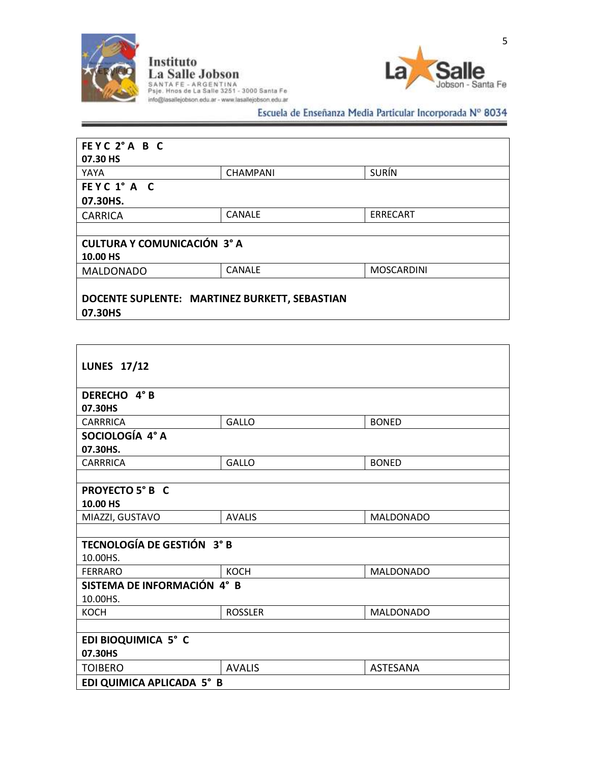| FE Y C 2° A B C<br>07.30 HS | | |
|---|---|---|
| YAYA | CHAMPANI | SURÍN |
| **FE Y C 1° A C**<br>**07.30HS.** | | |
| CARRICA | CANALE | ERRECART |
| | | |
| **CULTURA Y COMUNICACIÓN 3° A**<br>**10.00 HS** | | |
| MALDONADO | CANALE | MOSCARDINI |
| **DOCENTE SUPLENTE: MARTINEZ BURKETT, SEBASTIAN**<br>**07.30HS** | | |

| LUNES 17/12 | | |
|---|---|---|
| **DERECHO 4° B**<br>**07.30HS** | | |
| CARRRICA | GALLO | BONED |
| **SOCIOLOGÍA 4° A**<br>**07.30HS.** | | |
| CARRRICA | GALLO | BONED |
| | | |
| **PROYECTO 5° B C**<br>**10.00 HS** | | |
| MIAZZI, GUSTAVO | AVALIS | MALDONADO |
| | | |
| **TECNOLOGÍA DE GESTIÓN 3° B**<br>10.00HS. | | |
| FERRARO | KOCH | MALDONADO |
| **SISTEMA DE INFORMACIÓN 4° B**<br>10.00HS. | | |
| KOCH | ROSSLER | MALDONADO |
| | | |
| **EDI BIOQUIMICA 5° C**<br>**07.30HS** | | |
| TOIBERO | AVALIS | ASTESANA |
| **EDI QUIMICA APLICADA 5° B** | | |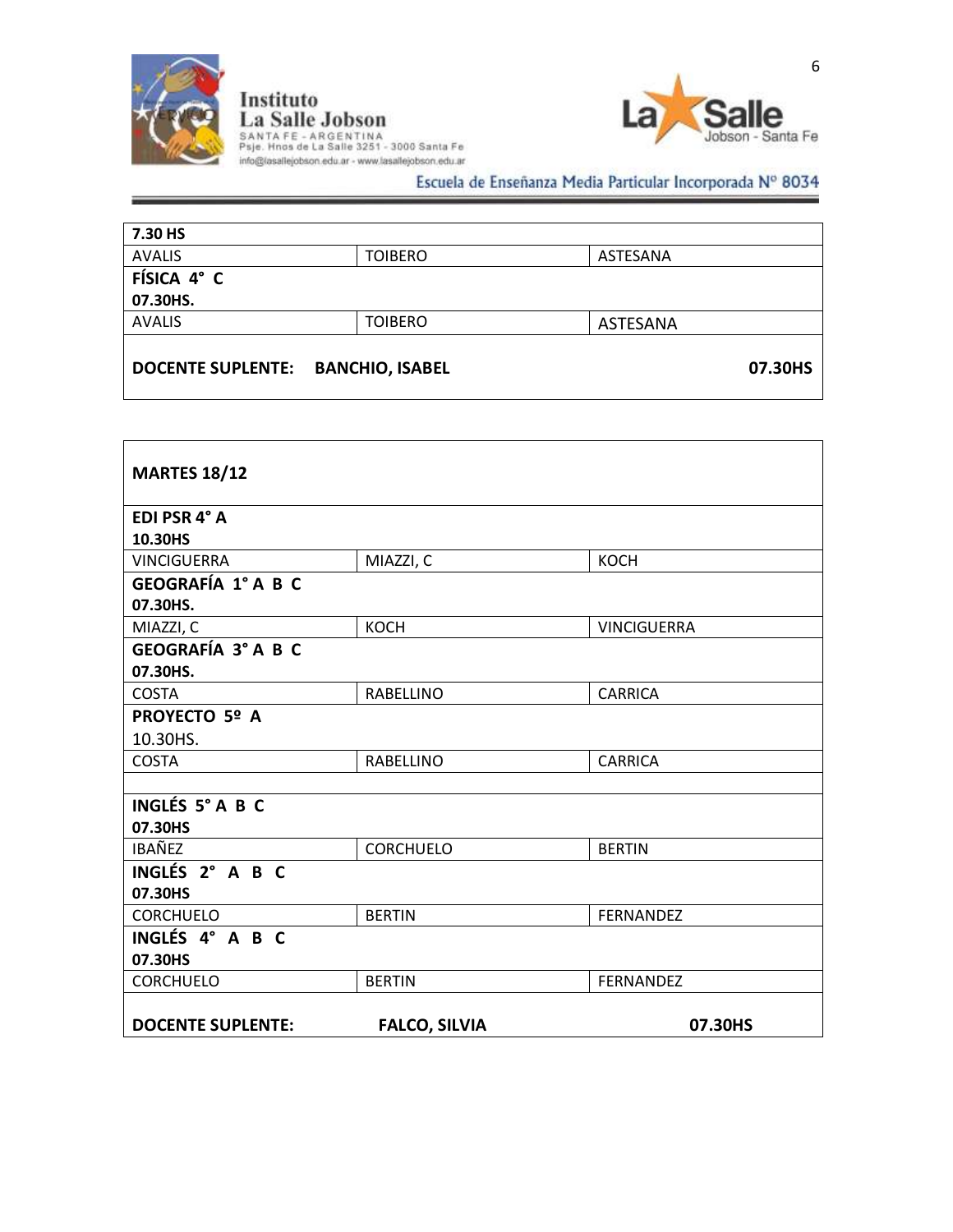| 7.30 HS | | |
|---|---|---|
| AVALIS | TOIBERO | ASTESANA |
| **FÍSICA 4° C** | | |
| **07.30HS.** | | |
| AVALIS | TOIBERO | ASTESANA |
| **DOCENTE SUPLENTE: BANCHIO, ISABEL** | | **07.30HS** |

| MARTES 18/12 | | |
|---|---|---|
| **EDI PSR 4° A** | | |
| **10.30HS** | | |
| VINCIGUERRA | MIAZZI, C | KOCH |
| **GEOGRAFÍA 1° A B C** | | |
| **07.30HS.** | | |
| MIAZZI, C | KOCH | VINCIGUERRA |
| **GEOGRAFÍA 3° A B C** | | |
| **07.30HS.** | | |
| COSTA | RABELLINO | CARRICA |
| **PROYECTO 5º A** | | |
| 10.30HS. | | |
| COSTA | RABELLINO | CARRICA |
| | | |
| **INGLÉS 5° A B C** | | |
| **07.30HS** | | |
| IBAÑEZ | CORCHUELO | BERTIN |
| **INGLÉS 2° A B C** | | |
| **07.30HS** | | |
| CORCHUELO | BERTIN | FERNANDEZ |
| **INGLÉS 4° A B C** | | |
| **07.30HS** | | |
| CORCHUELO | BERTIN | FERNANDEZ |
| **DOCENTE SUPLENTE:** | **FALCO, SILVIA** | **07.30HS** |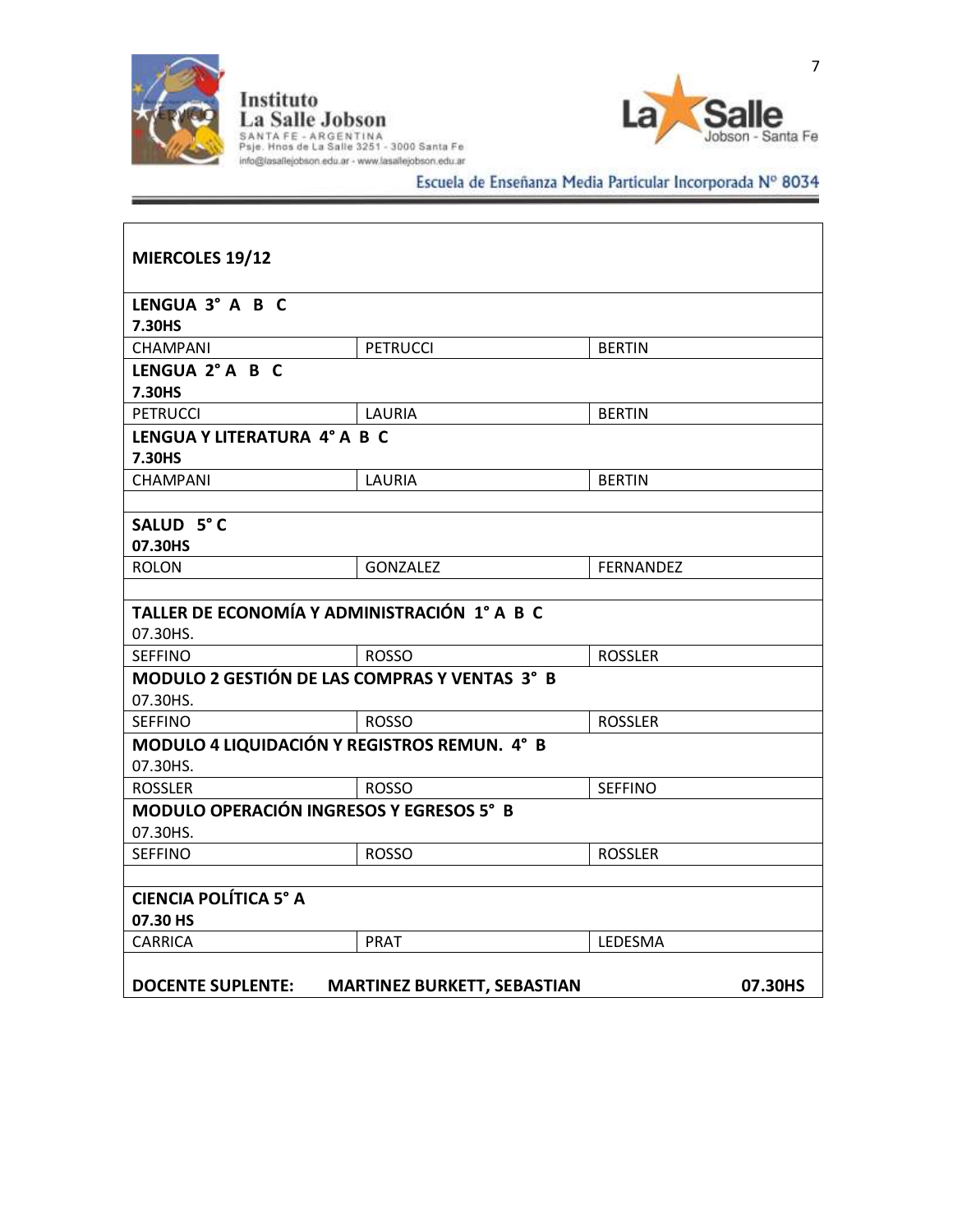| MIERCOLES 19/12 | | |
|---|---|---|
| **LENGUA 3° A B C**<br>**7.30HS** | | |
| CHAMPANI | PETRUCCI | BERTIN |
| **LENGUA 2° A B C**<br>**7.30HS** | | |
| PETRUCCI | LAURIA | BERTIN |
| **LENGUA Y LITERATURA 4° A B C**<br>**7.30HS** | | |
| CHAMPANI | LAURIA | BERTIN |
| | | |
| **SALUD 5° C**<br>**07.30HS** | | |
| ROLON | GONZALEZ | FERNANDEZ |
| | | |
| **TALLER DE ECONOMÍA Y ADMINISTRACIÓN 1° A B C**<br>07.30HS. | | |
| SEFFINO | ROSSO | ROSSLER |
| **MODULO 2 GESTIÓN DE LAS COMPRAS Y VENTAS 3° B**<br>07.30HS. | | |
| SEFFINO | ROSSO | ROSSLER |
| **MODULO 4 LIQUIDACIÓN Y REGISTROS REMUN. 4° B**<br>07.30HS. | | |
| ROSSLER | ROSSO | SEFFINO |
| **MODULO OPERACIÓN INGRESOS Y EGRESOS 5° B**<br>07.30HS. | | |
| SEFFINO | ROSSO | ROSSLER |
| | | |
| **CIENCIA POLÍTICA 5° A**<br>**07.30 HS** | | |
| CARRICA | PRAT | LEDESMA |
| | | |
| **DOCENTE SUPLENTE:** | **MARTINEZ BURKETT, SEBASTIAN** | **07.30HS** |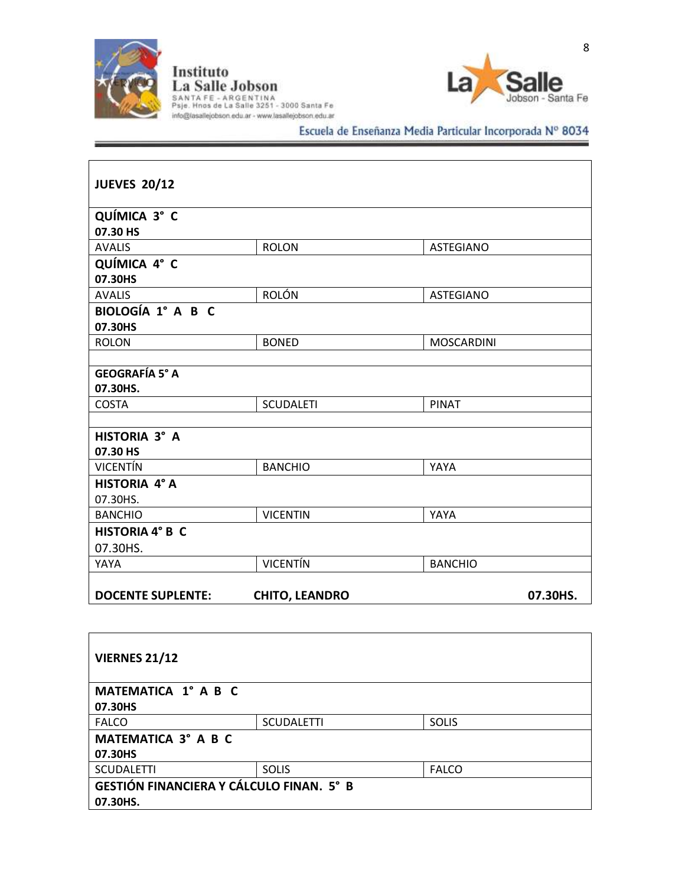| **JUEVES 20/12** | | |
|---|---|---|
| **QUÍMICA 3° C**<br>**07.30 HS** | | |
| AVALIS | ROLON | ASTEGIANO |
| **QUÍMICA 4° C**<br>**07.30HS** | | |
| AVALIS | ROLÓN | ASTEGIANO |
| **BIOLOGÍA 1° A B C**<br>**07.30HS** | | |
| ROLON | BONED | MOSCARDINI |
| | | |
| **GEOGRAFÍA 5° A**<br>**07.30HS.** | | |
| COSTA | SCUDALETI | PINAT |
| | | |
| **HISTORIA 3° A**<br>**07.30 HS** | | |
| VICENTÍN | BANCHIO | YAYA |
| **HISTORIA 4° A**<br>07.30HS. | | |
| BANCHIO | VICENTIN | YAYA |
| **HISTORIA 4° B C**<br>07.30HS. | | |
| YAYA | VICENTÍN | BANCHIO |
| **DOCENTE SUPLENTE:** | **CHITO, LEANDRO** | **07.30HS.** |

| **VIERNES 21/12** | | |
|---|---|---|
| **MATEMATICA 1° A B C**<br>**07.30HS** | | |
| FALCO | SCUDALETTI | SOLIS |
| **MATEMATICA 3° A B C**<br>**07.30HS** | | |
| SCUDALETTI | SOLIS | FALCO |
| **GESTIÓN FINANCIERA Y CÁLCULO FINAN. 5° B**<br>**07.30HS.** | | |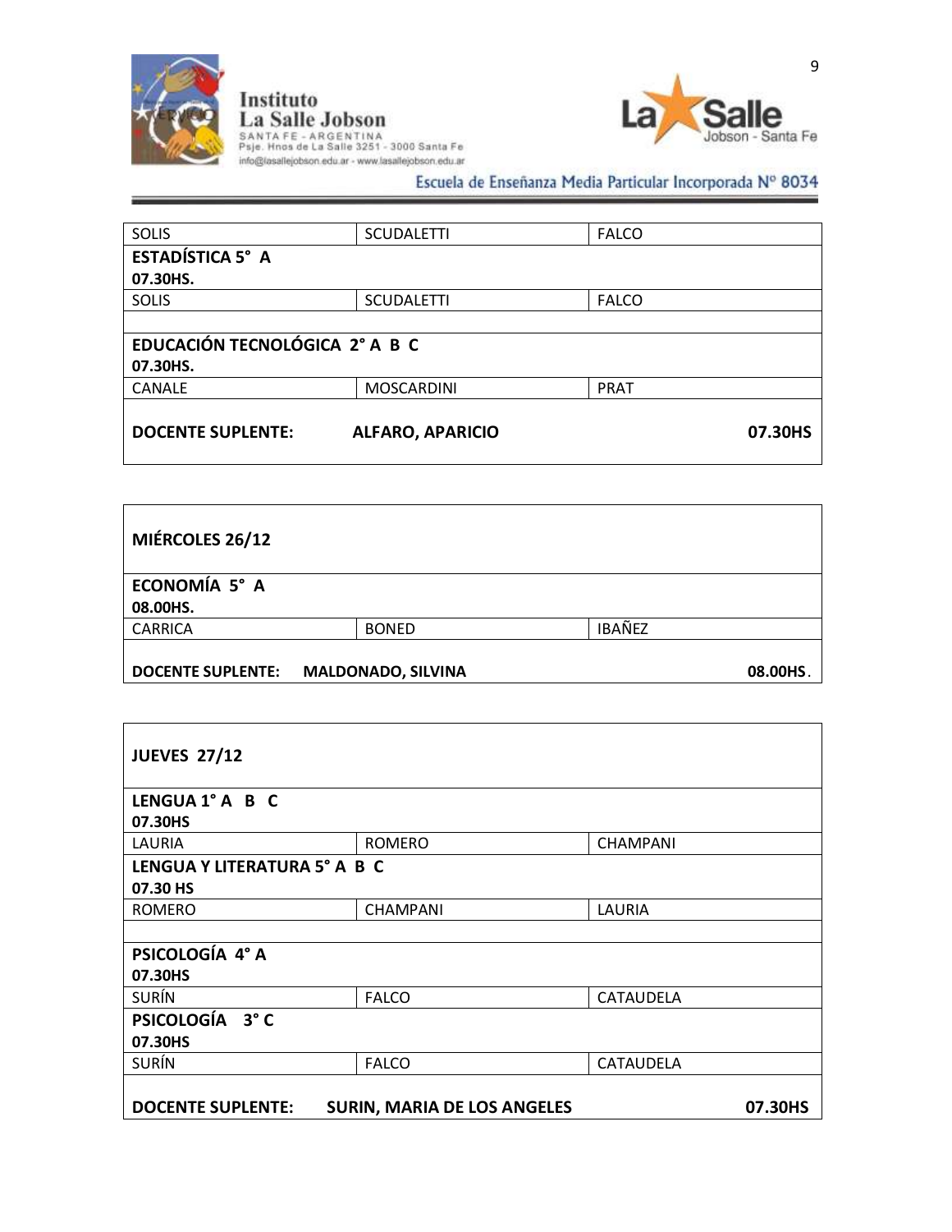| | | |
|---|---|---|
| SOLIS | SCUDALETTI | FALCO |
| **ESTADÍSTICA 5° A**<br>**07.30HS.** | | |
| SOLIS | SCUDALETTI | FALCO |
| | | |
| **EDUCACIÓN TECNOLÓGICA 2° A B C**<br>**07.30HS.** | | |
| CANALE | MOSCARDINI | PRAT |
| **DOCENTE SUPLENTE:** | **ALFARO, APARICIO** | **07.30HS** |

| | | |
|---|---|---|
| **MIÉRCOLES 26/12** | | |
| **ECONOMÍA 5° A**<br>**08.00HS.** | | |
| CARRICA | BONED | IBAÑEZ |
| **DOCENTE SUPLENTE:** | **MALDONADO, SILVINA** | **08.00HS**. |

| | | |
|---|---|---|
| **JUEVES 27/12** | | |
| **LENGUA 1° A B C**<br>**07.30HS** | | |
| LAURIA | ROMERO | CHAMPANI |
| **LENGUA Y LITERATURA 5° A B C**<br>**07.30 HS** | | |
| ROMERO | CHAMPANI | LAURIA |
| | | |
| **PSICOLOGÍA 4° A**<br>**07.30HS** | | |
| SURÍN | FALCO | CATAUDELA |
| **PSICOLOGÍA 3° C**<br>**07.30HS** | | |
| SURÍN | FALCO | CATAUDELA |
| **DOCENTE SUPLENTE:** | **SURIN, MARIA DE LOS ANGELES** | **07.30HS** |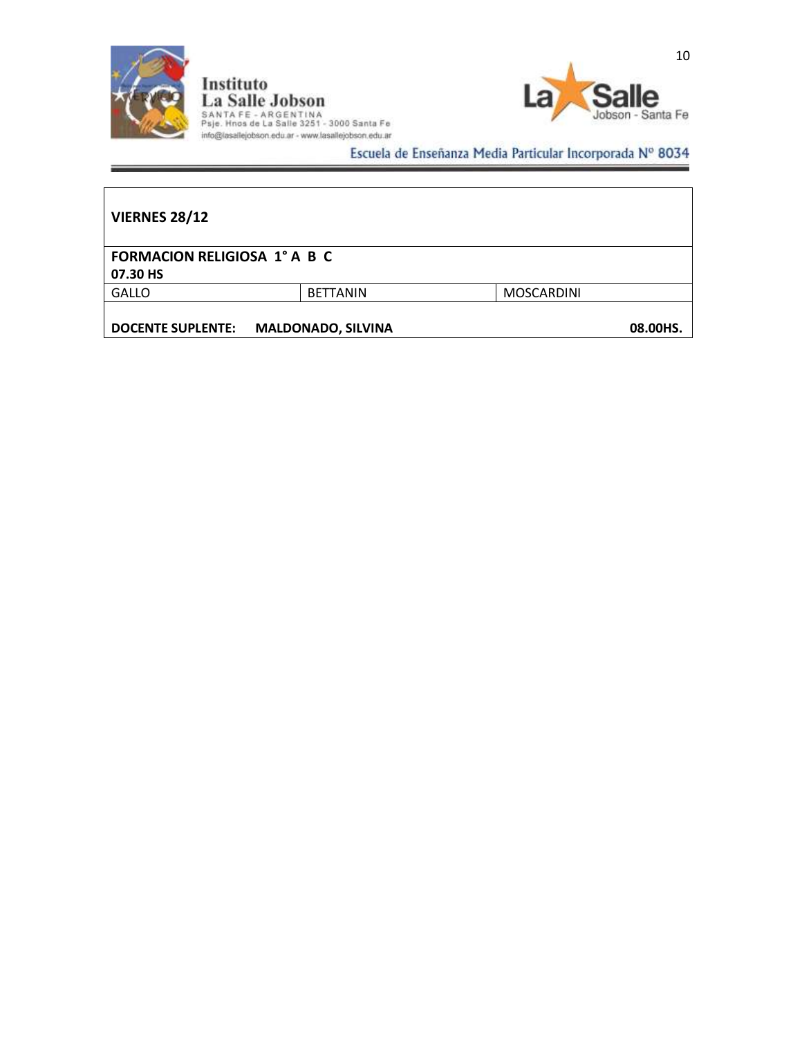| | | |
|---|---|---|
| **VIERNES 28/12** | | |
| **FORMACION RELIGIOSA 1° A B C**<br>**07.30 HS** | | |
| GALLO | BETTANIN | MOSCARDINI |
| **DOCENTE SUPLENTE: MALDONADO, SILVINA** | | **08.00HS.** |